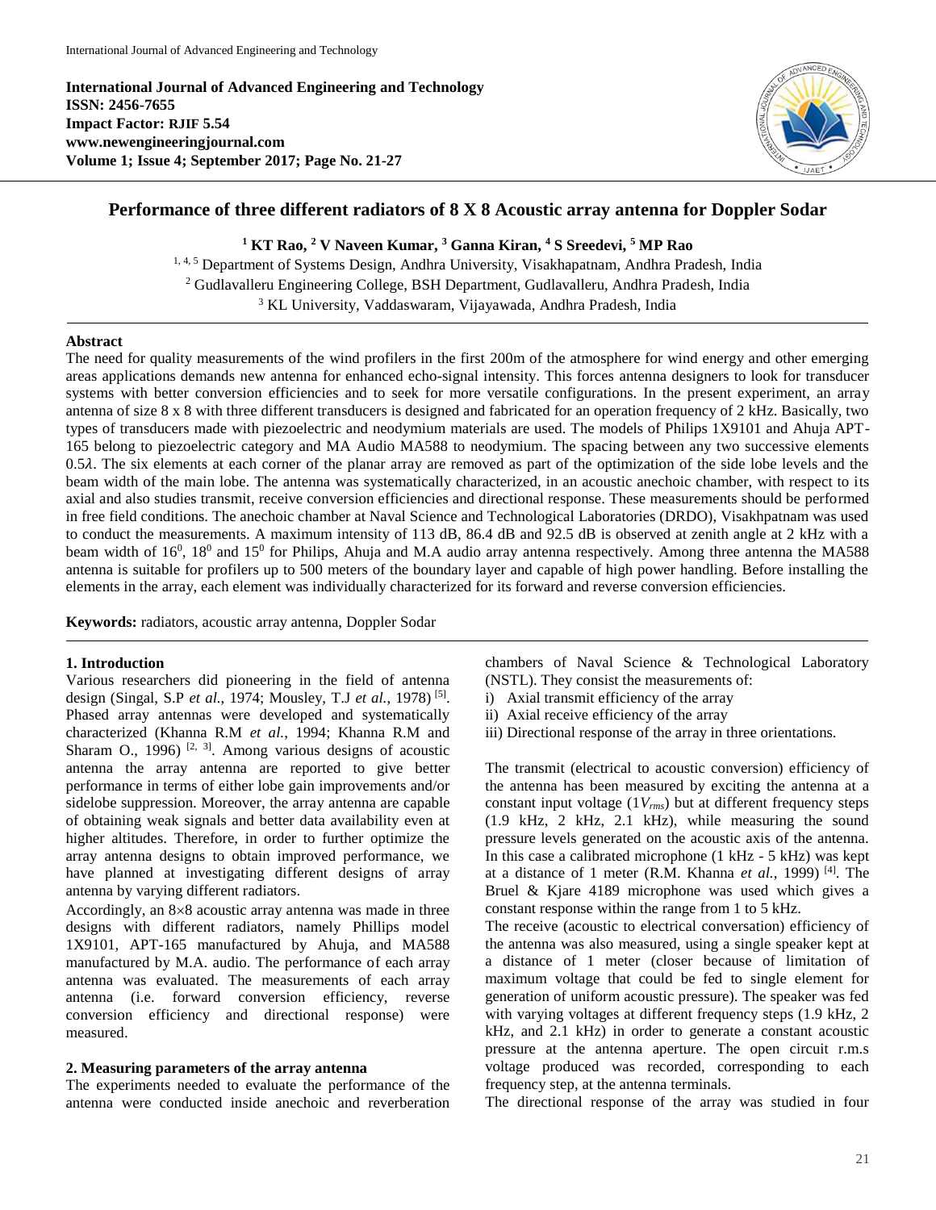**International Journal of Advanced Engineering and Technology**
**ISSN: 2456-7655**
**Impact Factor: RJIF 5.54**
**www.newengineeringjournal.com**
**Volume 1; Issue 4; September 2017; Page No. 21-27**

# Performance of three different radiators of 8 X 8 Acoustic array antenna for Doppler Sodar

**[1] KT Rao, [2] V Naveen Kumar, [3] Ganna Kiran, [4] S Sreedevi, [5] MP Rao**

[1, 4, 5] Department of Systems Design, Andhra University, Visakhapatnam, Andhra Pradesh, India
[2] Gudlavalleru Engineering College, BSH Department, Gudlavalleru, Andhra Pradesh, India
[3] KL University, Vaddaswaram, Vijayawada, Andhra Pradesh, India

## Abstract

The need for quality measurements of the wind profilers in the first 200m of the atmosphere for wind energy and other emerging areas applications demands new antenna for enhanced echo-signal intensity. This forces antenna designers to look for transducer systems with better conversion efficiencies and to seek for more versatile configurations. In the present experiment, an array antenna of size 8 x 8 with three different transducers is designed and fabricated for an operation frequency of 2 kHz. Basically, two types of transducers made with piezoelectric and neodymium materials are used. The models of Philips 1X9101 and Ahuja APT-165 belong to piezoelectric category and MA Audio MA588 to neodymium. The spacing between any two successive elements $0.5\lambda$. The six elements at each corner of the planar array are removed as part of the optimization of the side lobe levels and the beam width of the main lobe. The antenna was systematically characterized, in an acoustic anechoic chamber, with respect to its axial and also studies transmit, receive conversion efficiencies and directional response. These measurements should be performed in free field conditions. The anechoic chamber at Naval Science and Technological Laboratories (DRDO), Visakhpatnam was used to conduct the measurements. A maximum intensity of 113 dB, 86.4 dB and 92.5 dB is observed at zenith angle at 2 kHz with a beam width of $16^0$, $18^0$ and $15^0$ for Philips, Ahuja and M.A audio array antenna respectively. Among three antenna the MA588 antenna is suitable for profilers up to 500 meters of the boundary layer and capable of high power handling. Before installing the elements in the array, each element was individually characterized for its forward and reverse conversion efficiencies.

**Keywords:** radiators, acoustic array antenna, Doppler Sodar

## 1. Introduction

Various researchers did pioneering in the field of antenna design (Singal, S.P *et al.*, 1974; Mousley, T.J *et al.*, 1978) [5]. Phased array antennas were developed and systematically characterized (Khanna R.M *et al.*, 1994; Khanna R.M and Sharam O., 1996) [2, 3]. Among various designs of acoustic antenna the array antenna are reported to give better performance in terms of either lobe gain improvements and/or sidelobe suppression. Moreover, the array antenna are capable of obtaining weak signals and better data availability even at higher altitudes. Therefore, in order to further optimize the array antenna designs to obtain improved performance, we have planned at investigating different designs of array antenna by varying different radiators.

Accordingly, an 8×8 acoustic array antenna was made in three designs with different radiators, namely Phillips model 1X9101, APT-165 manufactured by Ahuja, and MA588 manufactured by M.A. audio. The performance of each array antenna was evaluated. The measurements of each array antenna (i.e. forward conversion efficiency, reverse conversion efficiency and directional response) were measured.

## 2. Measuring parameters of the array antenna

The experiments needed to evaluate the performance of the antenna were conducted inside anechoic and reverberation chambers of Naval Science & Technological Laboratory (NSTL). They consist the measurements of:

i) Axial transmit efficiency of the array
ii) Axial receive efficiency of the array
iii) Directional response of the array in three orientations.

The transmit (electrical to acoustic conversion) efficiency of the antenna has been measured by exciting the antenna at a constant input voltage ($1V_{rms}$) but at different frequency steps (1.9 kHz, 2 kHz, 2.1 kHz), while measuring the sound pressure levels generated on the acoustic axis of the antenna. In this case a calibrated microphone (1 kHz - 5 kHz) was kept at a distance of 1 meter (R.M. Khanna *et al.*, 1999) [4]. The Bruel & Kjare 4189 microphone was used which gives a constant response within the range from 1 to 5 kHz.

The receive (acoustic to electrical conversation) efficiency of the antenna was also measured, using a single speaker kept at a distance of 1 meter (closer because of limitation of maximum voltage that could be fed to single element for generation of uniform acoustic pressure). The speaker was fed with varying voltages at different frequency steps (1.9 kHz, 2 kHz, and 2.1 kHz) in order to generate a constant acoustic pressure at the antenna aperture. The open circuit r.m.s voltage produced was recorded, corresponding to each frequency step, at the antenna terminals.

The directional response of the array was studied in four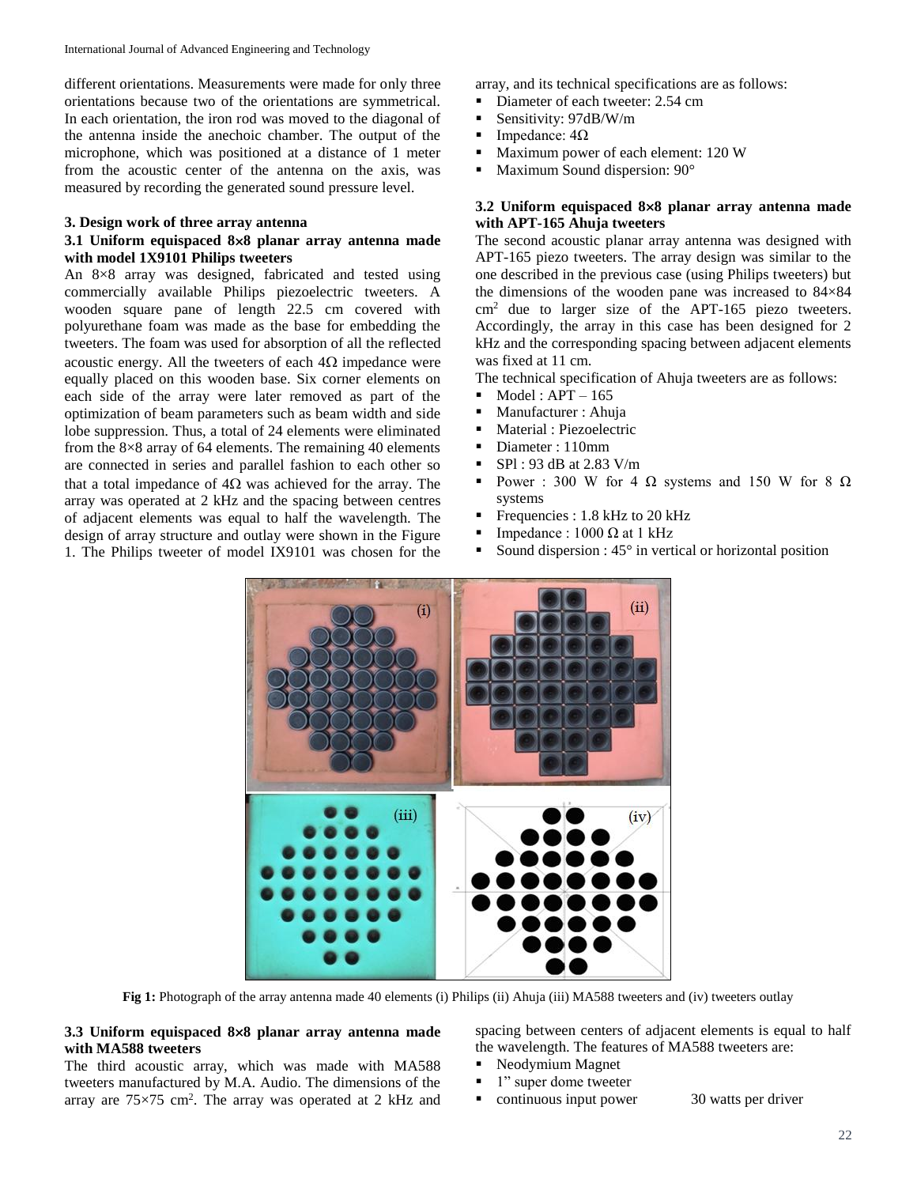different orientations. Measurements were made for only three orientations because two of the orientations are symmetrical. In each orientation, the iron rod was moved to the diagonal of the antenna inside the anechoic chamber. The output of the microphone, which was positioned at a distance of 1 meter from the acoustic center of the antenna on the axis, was measured by recording the generated sound pressure level.

## 3. Design work of three array antenna

### 3.1 Uniform equispaced 8×8 planar array antenna made with model 1X9101 Philips tweeters

An 8×8 array was designed, fabricated and tested using commercially available Philips piezoelectric tweeters. A wooden square pane of length 22.5 cm covered with polyurethane foam was made as the base for embedding the tweeters. The foam was used for absorption of all the reflected acoustic energy. All the tweeters of each 4Ω impedance were equally placed on this wooden base. Six corner elements on each side of the array were later removed as part of the optimization of beam parameters such as beam width and side lobe suppression. Thus, a total of 24 elements were eliminated from the 8×8 array of 64 elements. The remaining 40 elements are connected in series and parallel fashion to each other so that a total impedance of 4Ω was achieved for the array. The array was operated at 2 kHz and the spacing between centres of adjacent elements was equal to half the wavelength. The design of array structure and outlay were shown in the Figure 1. The Philips tweeter of model IX9101 was chosen for the array, and its technical specifications are as follows:

- Diameter of each tweeter: 2.54 cm
- Sensitivity: 97dB/W/m
- Impedance: 4Ω
- Maximum power of each element: 120 W
- Maximum Sound dispersion: 90°

### 3.2 Uniform equispaced 8×8 planar array antenna made with APT-165 Ahuja tweeters

The second acoustic planar array antenna was designed with APT-165 piezo tweeters. The array design was similar to the one described in the previous case (using Philips tweeters) but the dimensions of the wooden pane was increased to 84×84 $cm^2$ due to larger size of the APT-165 piezo tweeters. Accordingly, the array in this case has been designed for 2 kHz and the corresponding spacing between adjacent elements was fixed at 11 cm.

The technical specification of Ahuja tweeters are as follows:

- Model : APT – 165
- Manufacturer : Ahuja
- Material : Piezoelectric
- Diameter : 110mm
- SPl : 93 dB at 2.83 V/m
- Power : 300 W for 4 Ω systems and 150 W for 8 Ω systems
- Frequencies : 1.8 kHz to 20 kHz
- Impedance : 1000 Ω at 1 kHz
- Sound dispersion : 45° in vertical or horizontal position

**Fig 1:** Photograph of the array antenna made 40 elements (i) Philips (ii) Ahuja (iii) MA588 tweeters and (iv) tweeters outlay

### 3.3 Uniform equispaced 8×8 planar array antenna made with MA588 tweeters

The third acoustic array, which was made with MA588 tweeters manufactured by M.A. Audio. The dimensions of the array are 75×75 $cm^2$. The array was operated at 2 kHz and spacing between centers of adjacent elements is equal to half the wavelength. The features of MA588 tweeters are:

- Neodymium Magnet
- 1" super dome tweeter
- continuous input power 30 watts per driver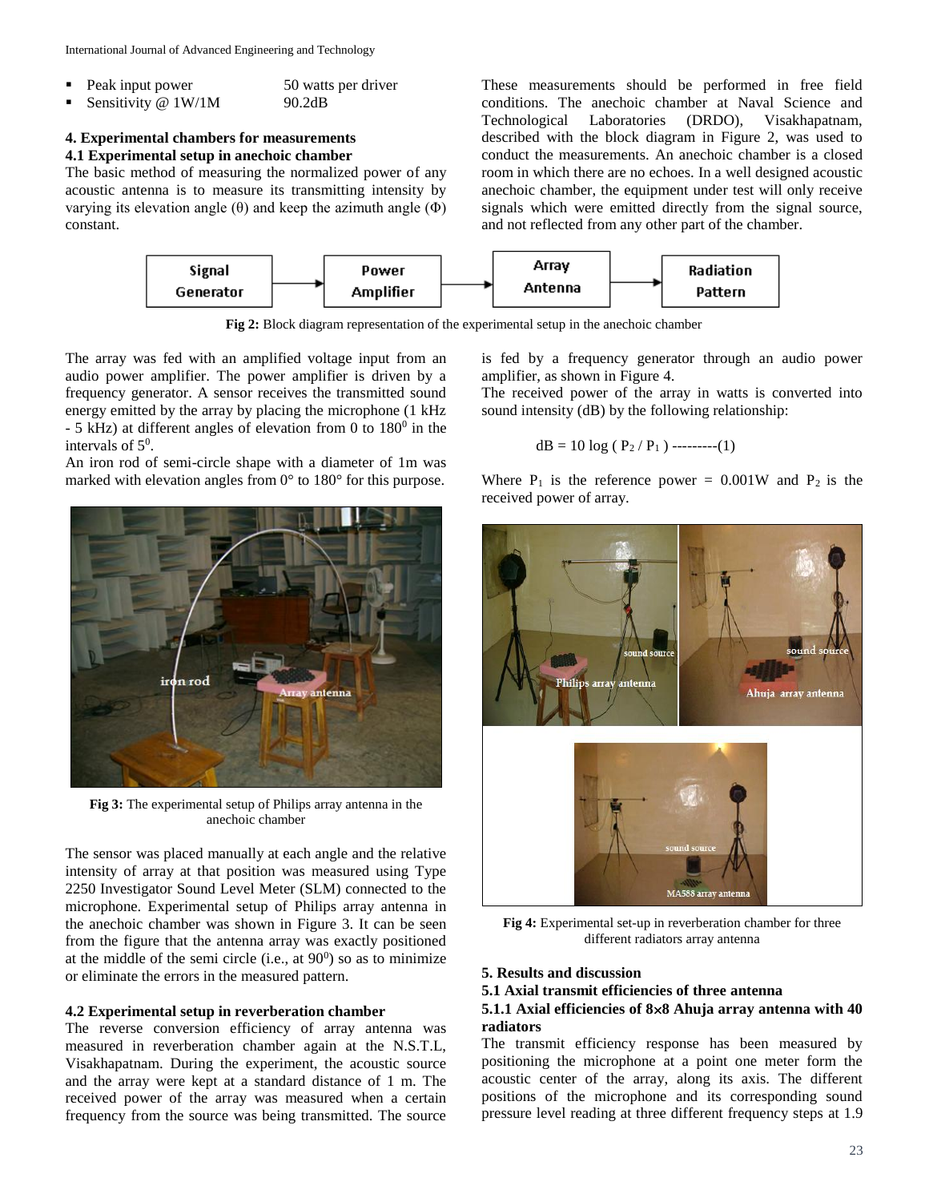- Peak input power 50 watts per driver
- Sensitivity @ 1W/1M 90.2dB

### 4. Experimental chambers for measurements

#### 4.1 Experimental setup in anechoic chamber

The basic method of measuring the normalized power of any acoustic antenna is to measure its transmitting intensity by varying its elevation angle (θ) and keep the azimuth angle (Φ) constant.

These measurements should be performed in free field conditions. The anechoic chamber at Naval Science and Technological Laboratories (DRDO), Visakhapatnam, described with the block diagram in Figure 2, was used to conduct the measurements. An anechoic chamber is a closed room in which there are no echoes. In a well designed acoustic anechoic chamber, the equipment under test will only receive signals which were emitted directly from the signal source, and not reflected from any other part of the chamber.

Signal Generator → Power Amplifier → Array Antenna → Radiation Pattern

**Fig 2:** Block diagram representation of the experimental setup in the anechoic chamber

The array was fed with an amplified voltage input from an audio power amplifier. The power amplifier is driven by a frequency generator. A sensor receives the transmitted sound energy emitted by the array by placing the microphone (1 kHz - 5 kHz) at different angles of elevation from 0 to $180^0$ in the intervals of $5^0$.

An iron rod of semi-circle shape with a diameter of 1m was marked with elevation angles from 0° to 180° for this purpose.

**Fig 3:** The experimental setup of Philips array antenna in the anechoic chamber

The sensor was placed manually at each angle and the relative intensity of array at that position was measured using Type 2250 Investigator Sound Level Meter (SLM) connected to the microphone. Experimental setup of Philips array antenna in the anechoic chamber was shown in Figure 3. It can be seen from the figure that the antenna array was exactly positioned at the middle of the semi circle (i.e., at $90^0$) so as to minimize or eliminate the errors in the measured pattern.

#### 4.2 Experimental setup in reverberation chamber

The reverse conversion efficiency of array antenna was measured in reverberation chamber again at the N.S.T.L, Visakhapatnam. During the experiment, the acoustic source and the array were kept at a standard distance of 1 m. The received power of the array was measured when a certain frequency from the source was being transmitted. The source is fed by a frequency generator through an audio power amplifier, as shown in Figure 4.

The received power of the array in watts is converted into sound intensity (dB) by the following relationship:

$$dB = 10 \log ( P_2 / P_1 ) \text{ ---------(1)}$$

Where $P_1$ is the reference power = 0.001W and $P_2$ is the received power of array.

**Fig 4:** Experimental set-up in reverberation chamber for three different radiators array antenna

### 5. Results and discussion

#### 5.1 Axial transmit efficiencies of three antenna

##### 5.1.1 Axial efficiencies of 8×8 Ahuja array antenna with 40 radiators

The transmit efficiency response has been measured by positioning the microphone at a point one meter form the acoustic center of the array, along its axis. The different positions of the microphone and its corresponding sound pressure level reading at three different frequency steps at 1.9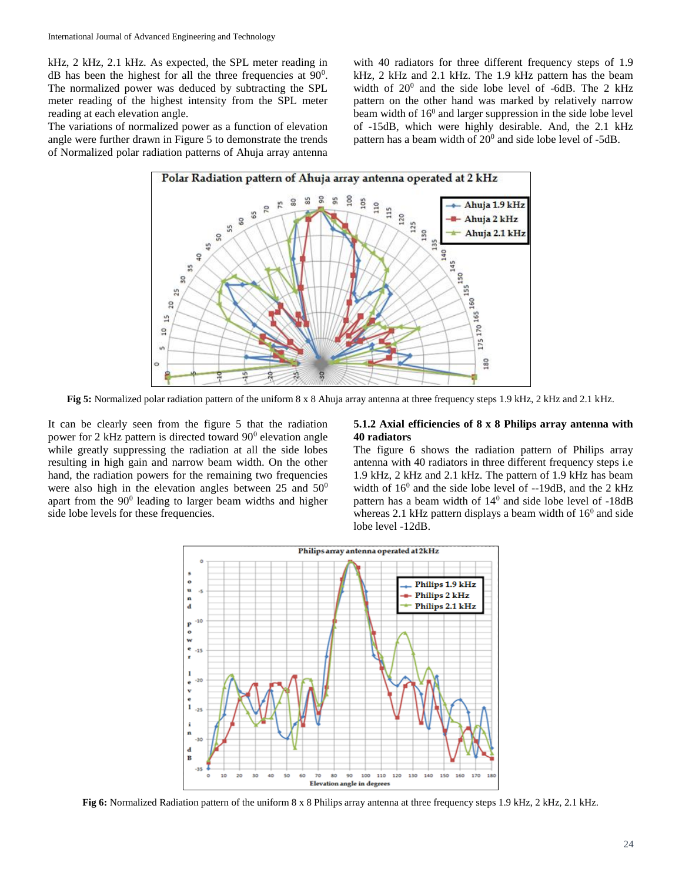kHz, 2 kHz, 2.1 kHz. As expected, the SPL meter reading in dB has been the highest for all the three frequencies at $90^0$. The normalized power was deduced by subtracting the SPL meter reading of the highest intensity from the SPL meter reading at each elevation angle.

The variations of normalized power as a function of elevation angle were further drawn in Figure 5 to demonstrate the trends of Normalized polar radiation patterns of Ahuja array antenna with 40 radiators for three different frequency steps of 1.9 kHz, 2 kHz and 2.1 kHz. The 1.9 kHz pattern has the beam width of $20^0$ and the side lobe level of -6dB. The 2 kHz pattern on the other hand was marked by relatively narrow beam width of $16^0$ and larger suppression in the side lobe level of -15dB, which were highly desirable. And, the 2.1 kHz pattern has a beam width of $20^0$ and side lobe level of -5dB.

**Fig 5:** Normalized polar radiation pattern of the uniform 8 x 8 Ahuja array antenna at three frequency steps 1.9 kHz, 2 kHz and 2.1 kHz.

It can be clearly seen from the figure 5 that the radiation power for 2 kHz pattern is directed toward $90^0$ elevation angle while greatly suppressing the radiation at all the side lobes resulting in high gain and narrow beam width. On the other hand, the radiation powers for the remaining two frequencies were also high in the elevation angles between 25 and $50^0$ apart from the $90^0$ leading to larger beam widths and higher side lobe levels for these frequencies.

#### 5.1.2 Axial efficiencies of 8 x 8 Philips array antenna with 40 radiators

The figure 6 shows the radiation pattern of Philips array antenna with 40 radiators in three different frequency steps i.e 1.9 kHz, 2 kHz and 2.1 kHz. The pattern of 1.9 kHz has beam width of $16^0$ and the side lobe level of --19dB, and the 2 kHz pattern has a beam width of $14^0$ and side lobe level of -18dB whereas 2.1 kHz pattern displays a beam width of $16^0$ and side lobe level -12dB.

**Fig 6:** Normalized Radiation pattern of the uniform 8 x 8 Philips array antenna at three frequency steps 1.9 kHz, 2 kHz, 2.1 kHz.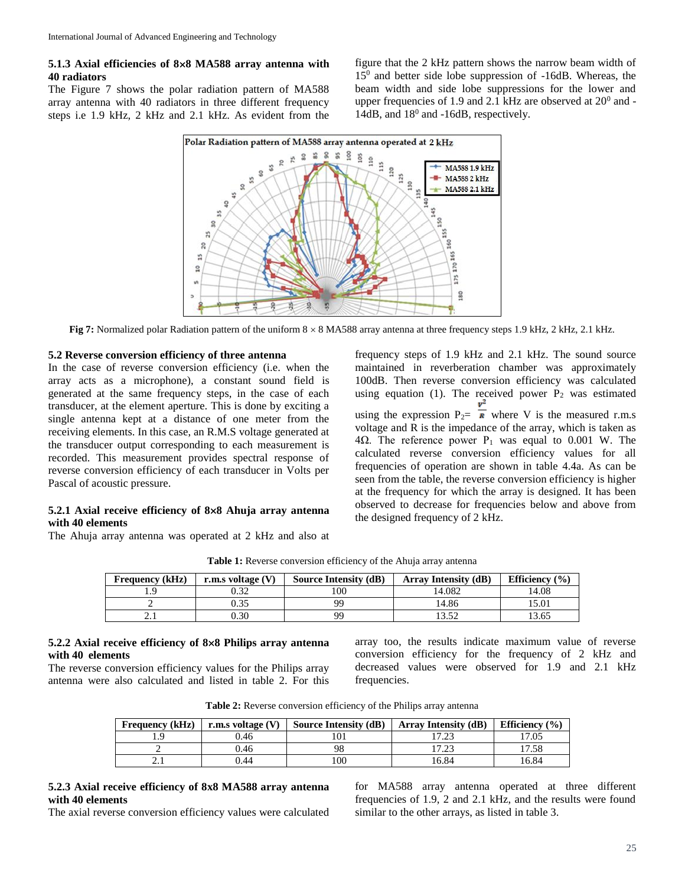### 5.1.3 Axial efficiencies of 8×8 MA588 array antenna with 40 radiators

The Figure 7 shows the polar radiation pattern of MA588 array antenna with 40 radiators in three different frequency steps i.e 1.9 kHz, 2 kHz and 2.1 kHz. As evident from the figure that the 2 kHz pattern shows the narrow beam width of $15^0$ and better side lobe suppression of -16dB. Whereas, the beam width and side lobe suppressions for the lower and upper frequencies of 1.9 and 2.1 kHz are observed at $20^0$ and -14dB, and $18^0$ and -16dB, respectively.

**Fig 7:** Normalized polar Radiation pattern of the uniform 8 × 8 MA588 array antenna at three frequency steps 1.9 kHz, 2 kHz, 2.1 kHz.

### 5.2 Reverse conversion efficiency of three antenna

In the case of reverse conversion efficiency (i.e. when the array acts as a microphone), a constant sound field is generated at the same frequency steps, in the case of each transducer, at the element aperture. This is done by exciting a single antenna kept at a distance of one meter from the receiving elements. In this case, an R.M.S voltage generated at the transducer output corresponding to each measurement is recorded. This measurement provides spectral response of reverse conversion efficiency of each transducer in Volts per Pascal of acoustic pressure.

### 5.2.1 Axial receive efficiency of 8×8 Ahuja array antenna with 40 elements

The Ahuja array antenna was operated at 2 kHz and also at frequency steps of 1.9 kHz and 2.1 kHz. The sound source maintained in reverberation chamber was approximately 100dB. Then reverse conversion efficiency was calculated using equation (1). The received power $P_2$ was estimated using the expression $P_2 = \frac{V^2}{R}$ where V is the measured r.m.s voltage and R is the impedance of the array, which is taken as 4Ω. The reference power $P_1$ was equal to 0.001 W. The calculated reverse conversion efficiency values for all frequencies of operation are shown in table 4.4a. As can be seen from the table, the reverse conversion efficiency is higher at the frequency for which the array is designed. It has been observed to decrease for frequencies below and above from the designed frequency of 2 kHz.

**Table 1:** Reverse conversion efficiency of the Ahuja array antenna

| Frequency (kHz) | r.m.s voltage (V) | Source Intensity (dB) | Array Intensity (dB) | Efficiency (%) |
|---|---|---|---|---|
| 1.9 | 0.32 | 100 | 14.082 | 14.08 |
| 2 | 0.35 | 99 | 14.86 | 15.01 |
| 2.1 | 0.30 | 99 | 13.52 | 13.65 |

### 5.2.2 Axial receive efficiency of 8×8 Philips array antenna with 40 elements

The reverse conversion efficiency values for the Philips array antenna were also calculated and listed in table 2. For this array too, the results indicate maximum value of reverse conversion efficiency for the frequency of 2 kHz and decreased values were observed for 1.9 and 2.1 kHz frequencies.

**Table 2:** Reverse conversion efficiency of the Philips array antenna

| Frequency (kHz) | r.m.s voltage (V) | Source Intensity (dB) | Array Intensity (dB) | Efficiency (%) |
|---|---|---|---|---|
| 1.9 | 0.46 | 101 | 17.23 | 17.05 |
| 2 | 0.46 | 98 | 17.23 | 17.58 |
| 2.1 | 0.44 | 100 | 16.84 | 16.84 |

### 5.2.3 Axial receive efficiency of 8x8 MA588 array antenna with 40 elements

The axial reverse conversion efficiency values were calculated for MA588 array antenna operated at three different frequencies of 1.9, 2 and 2.1 kHz, and the results were found similar to the other arrays, as listed in table 3.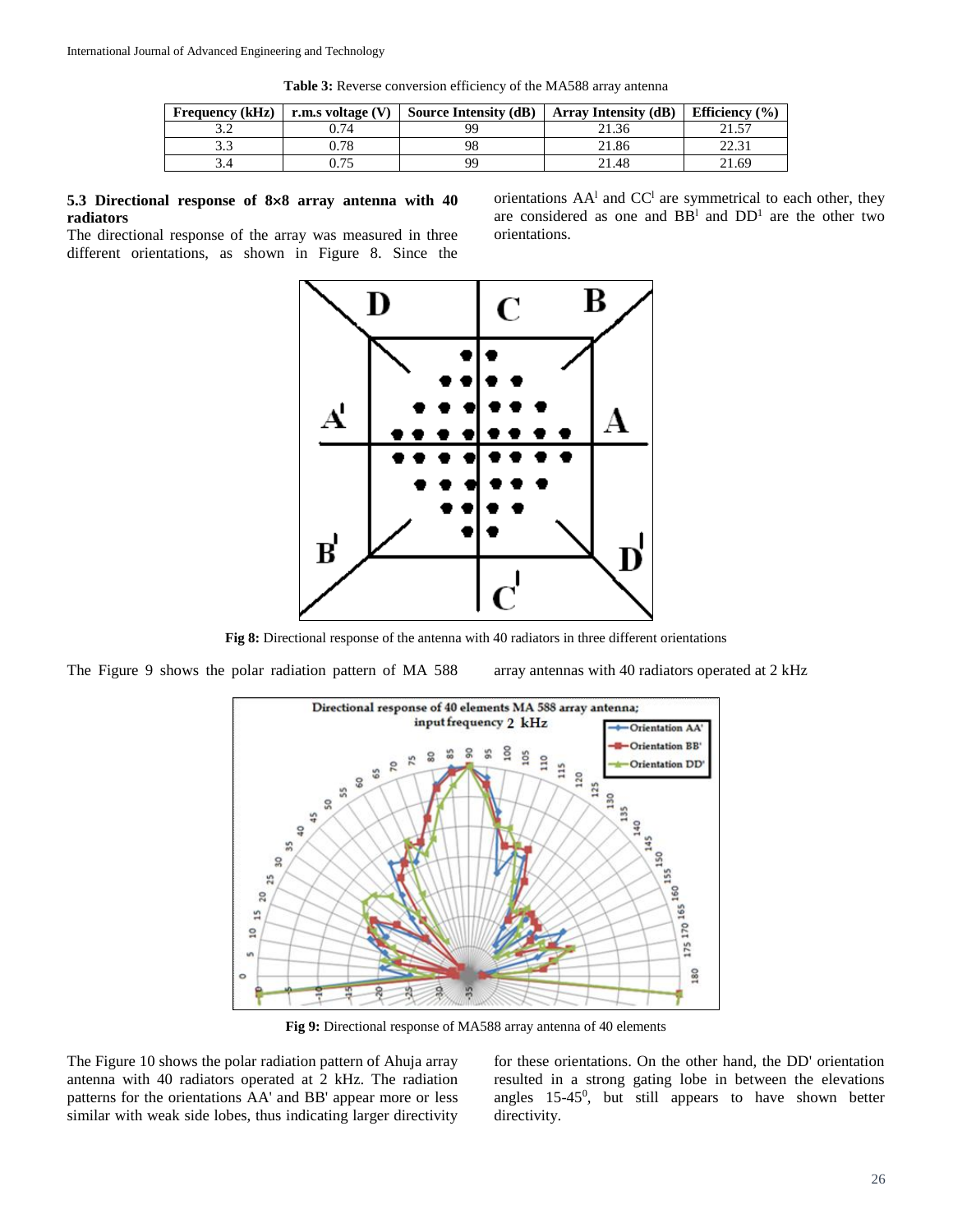**Table 3:** Reverse conversion efficiency of the MA588 array antenna

| Frequency (kHz) | r.m.s voltage (V) | Source Intensity (dB) | Array Intensity (dB) | Efficiency (%) |
|---|---|---|---|---|
| 3.2 | 0.74 | 99 | 21.36 | 21.57 |
| 3.3 | 0.78 | 98 | 21.86 | 22.31 |
| 3.4 | 0.75 | 99 | 21.48 | 21.69 |

### 5.3 Directional response of 8×8 array antenna with 40 radiators

The directional response of the array was measured in three different orientations, as shown in Figure 8. Since the orientations AA' and CC' are symmetrical to each other, they are considered as one and BB' and DD' are the other two orientations.

**Fig 8:** Directional response of the antenna with 40 radiators in three different orientations

The Figure 9 shows the polar radiation pattern of MA 588 array antennas with 40 radiators operated at 2 kHz

**Fig 9:** Directional response of MA588 array antenna of 40 elements

The Figure 10 shows the polar radiation pattern of Ahuja array antenna with 40 radiators operated at 2 kHz. The radiation patterns for the orientations AA' and BB' appear more or less similar with weak side lobes, thus indicating larger directivity for these orientations. On the other hand, the DD' orientation resulted in a strong gating lobe in between the elevations angles 15-45$^0$, but still appears to have shown better directivity.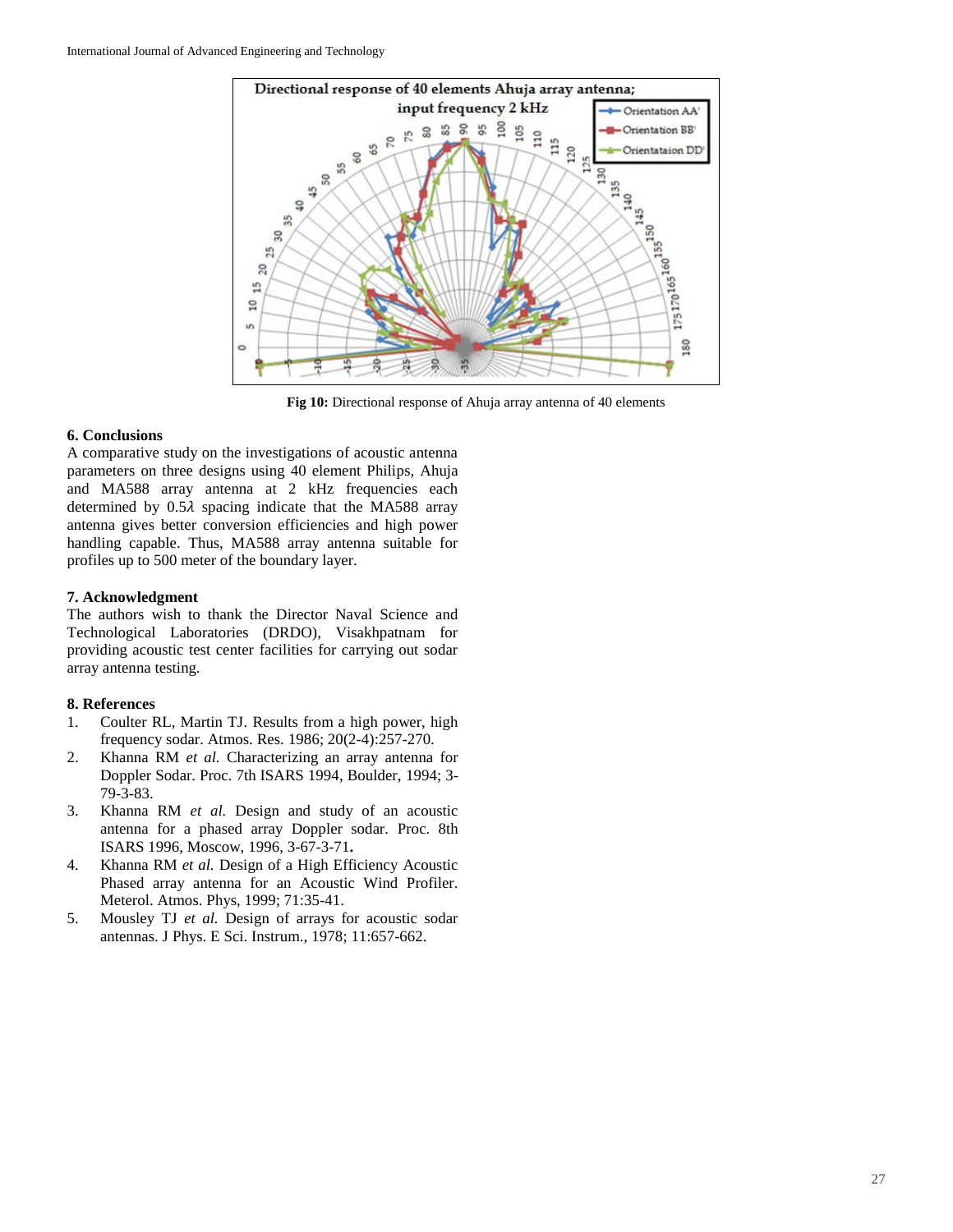Directional response of 40 elements Ahuja array antenna; input frequency 2 kHz

Orientation AA'

Orientation BB'

Orientataion DD'

0 5 10 15 20 25 30 35 40 45 50 55 60 65 70 75 80 85 90 95 100 105 110 115 120 125 130 135 140 145 150 155 160 165 170 175 180

-5 -10 -15 -20 -25 -30 -35

**Fig 10:** Directional response of Ahuja array antenna of 40 elements

## 6. Conclusions

A comparative study on the investigations of acoustic antenna parameters on three designs using 40 element Philips, Ahuja and MA588 array antenna at 2 kHz frequencies each determined by 0.5$\lambda$ spacing indicate that the MA588 array antenna gives better conversion efficiencies and high power handling capable. Thus, MA588 array antenna suitable for profiles up to 500 meter of the boundary layer.

## 7. Acknowledgment

The authors wish to thank the Director Naval Science and Technological Laboratories (DRDO), Visakhpatnam for providing acoustic test center facilities for carrying out sodar array antenna testing.

## 8. References

1. Coulter RL, Martin TJ. Results from a high power, high frequency sodar. Atmos. Res. 1986; 20(2-4):257-270.
2. Khanna RM *et al.* Characterizing an array antenna for Doppler Sodar. Proc. 7th ISARS 1994, Boulder, 1994; 3-79-3-83.
3. Khanna RM *et al.* Design and study of an acoustic antenna for a phased array Doppler sodar. Proc. 8th ISARS 1996, Moscow, 1996, 3-67-3-71**.**
4. Khanna RM *et al.* Design of a High Efficiency Acoustic Phased array antenna for an Acoustic Wind Profiler. Meterol. Atmos. Phys, 1999; 71:35-41.
5. Mousley TJ *et al.* Design of arrays for acoustic sodar antennas. J Phys. E Sci. Instrum., 1978; 11:657-662.